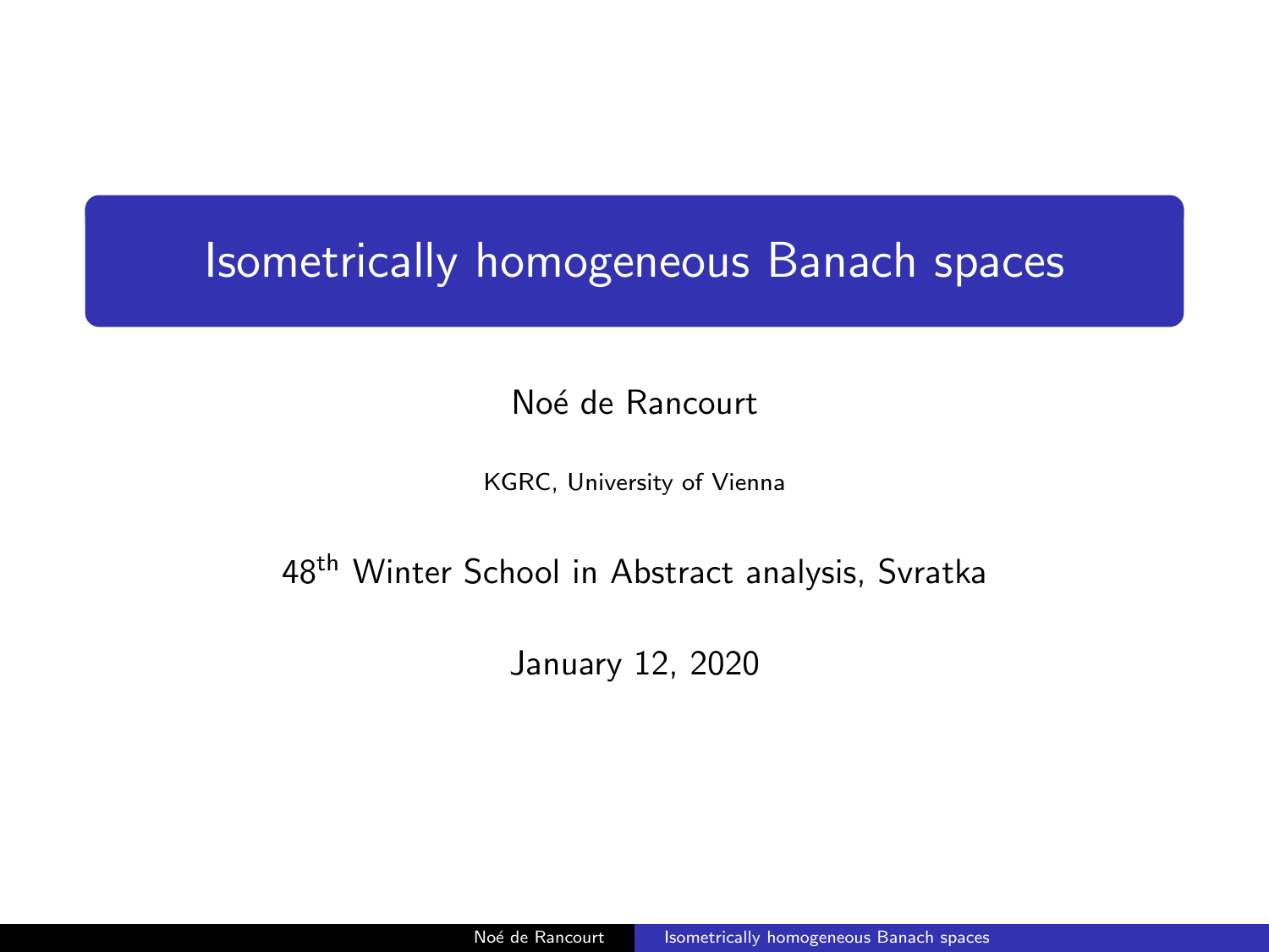# Isometrically homogeneous Banach spaces

Noé de Rancourt

KGRC, University of Vienna

48th Winter School in Abstract analysis, Svratka

January 12, 2020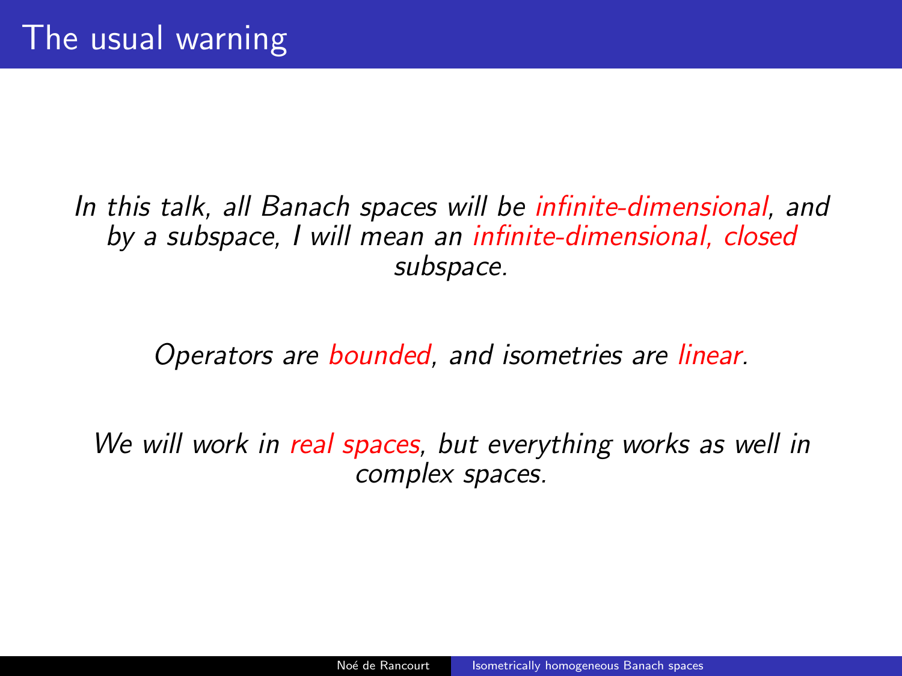# The usual warning

*In this talk, all Banach spaces will be infinite-dimensional, and by a subspace, I will mean an infinite-dimensional, closed subspace.*

*Operators are bounded, and isometries are linear.*

*We will work in real spaces, but everything works as well in complex spaces.*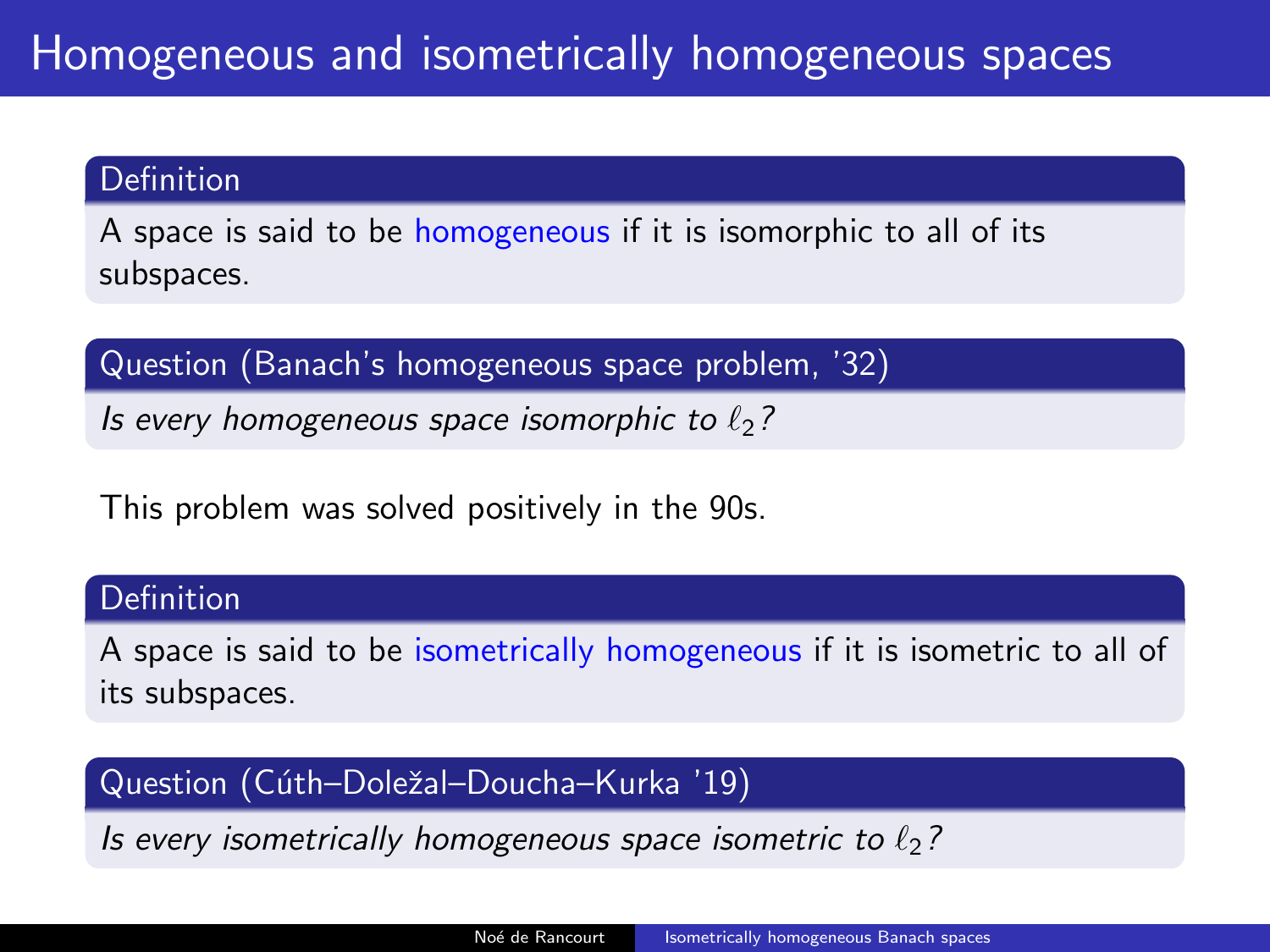# Homogeneous and isometrically homogeneous spaces

**Definition**

A space is said to be homogeneous if it is isomorphic to all of its subspaces.

**Question (Banach's homogeneous space problem, '32)**

*Is every homogeneous space isomorphic to $\ell_2$?*

This problem was solved positively in the 90s.

**Definition**

A space is said to be isometrically homogeneous if it is isometric to all of its subspaces.

**Question (Cúth–Doležal–Doucha–Kurka '19)**

*Is every isometrically homogeneous space isometric to $\ell_2$?*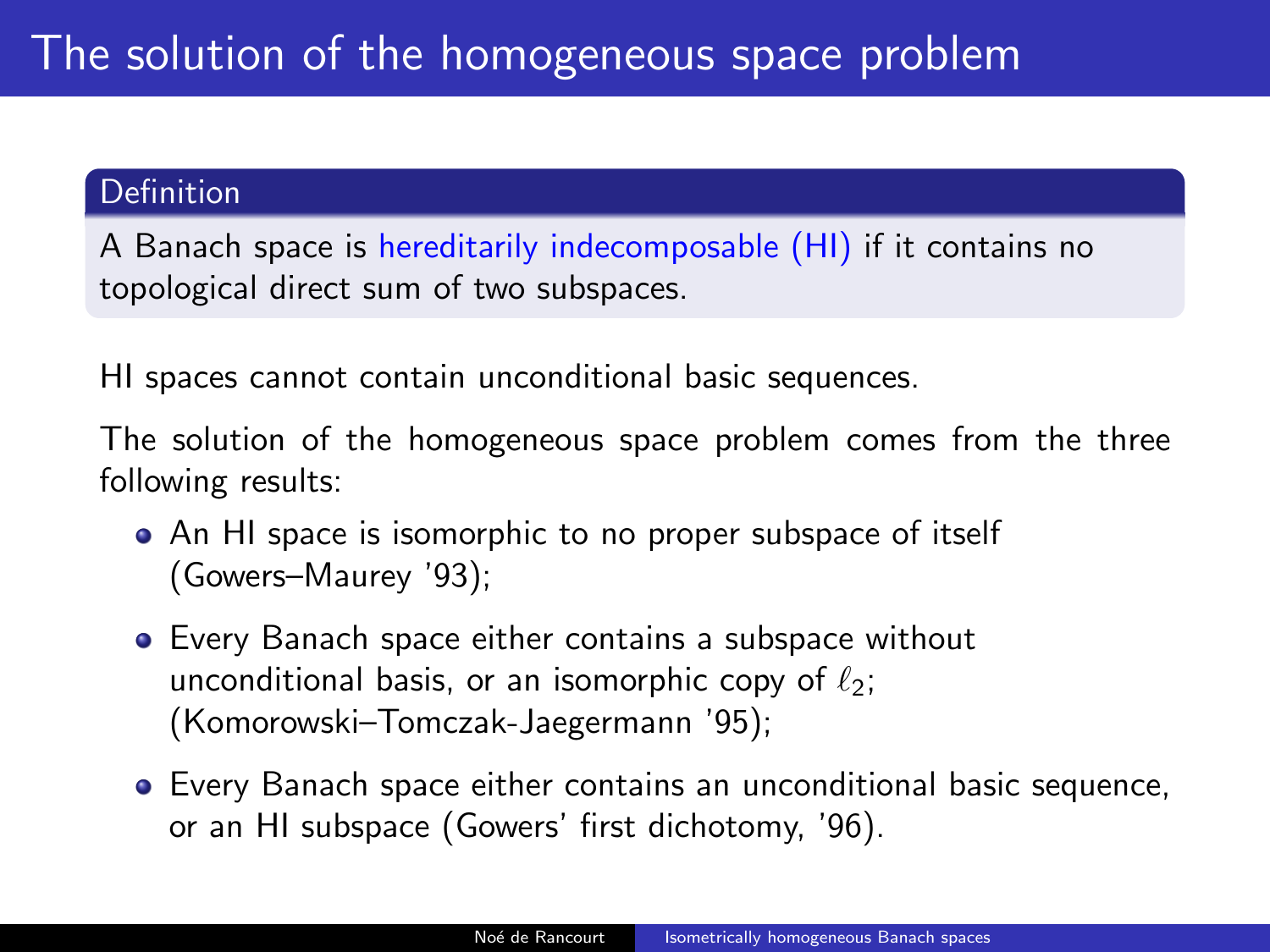# The solution of the homogeneous space problem

**Definition**

A Banach space is hereditarily indecomposable (HI) if it contains no topological direct sum of two subspaces.

HI spaces cannot contain unconditional basic sequences.

The solution of the homogeneous space problem comes from the three following results:

- An HI space is isomorphic to no proper subspace of itself (Gowers–Maurey '93);
- Every Banach space either contains a subspace without unconditional basis, or an isomorphic copy of $\ell_2$; (Komorowski–Tomczak-Jaegermann '95);
- Every Banach space either contains an unconditional basic sequence, or an HI subspace (Gowers' first dichotomy, '96).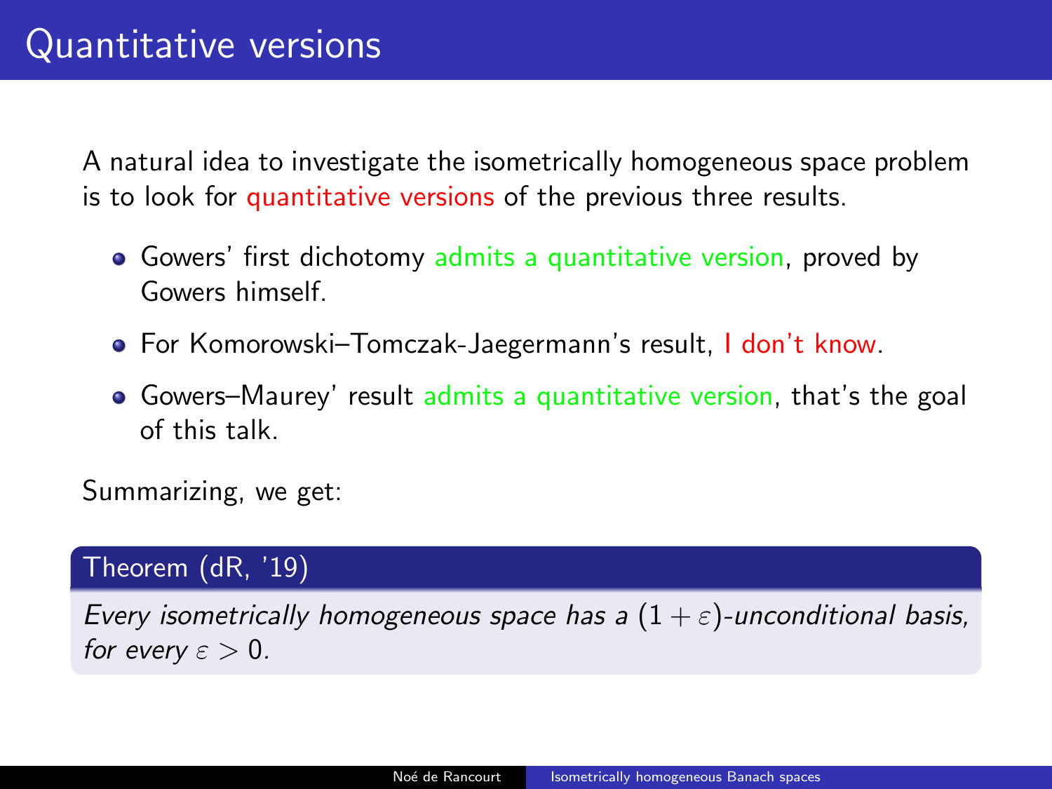# Quantitative versions

A natural idea to investigate the isometrically homogeneous space problem is to look for quantitative versions of the previous three results.

- Gowers' first dichotomy admits a quantitative version, proved by Gowers himself.
- For Komorowski–Tomczak-Jaegermann's result, I don't know.
- Gowers–Maurey' result admits a quantitative version, that's the goal of this talk.

Summarizing, we get:

**Theorem (dR, '19)**

*Every isometrically homogeneous space has a $(1+\varepsilon)$-unconditional basis, for every $\varepsilon > 0$.*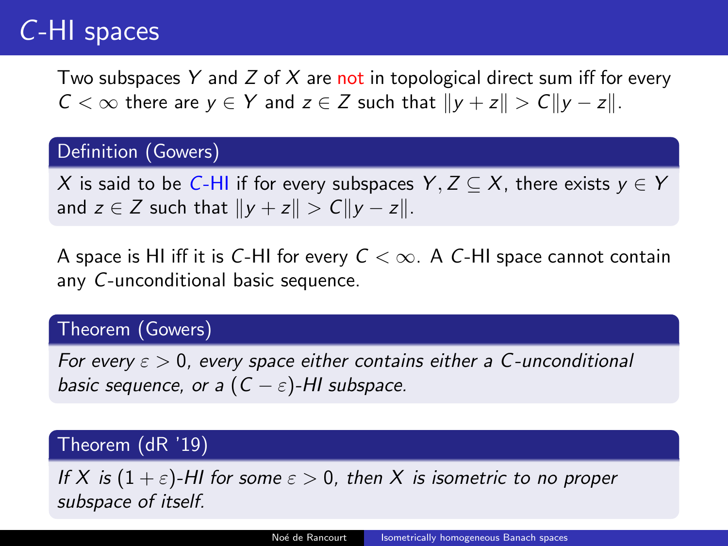# $C$-HI spaces

Two subspaces $Y$ and $Z$ of $X$ are not in topological direct sum iff for every $C < \infty$ there are $y \in Y$ and $z \in Z$ such that $\|y + z\| > C\|y - z\|$.

**Definition (Gowers)**

$X$ is said to be $C$-HI if for every subspaces $Y, Z \subseteq X$, there exists $y \in Y$ and $z \in Z$ such that $\|y + z\| > C\|y - z\|$.

A space is HI iff it is $C$-HI for every $C < \infty$. A $C$-HI space cannot contain any $C$-unconditional basic sequence.

**Theorem (Gowers)**

*For every $\varepsilon > 0$, every space either contains either a $C$-unconditional basic sequence, or a $(C - \varepsilon)$-HI subspace.*

**Theorem (dR '19)**

*If $X$ is $(1 + \varepsilon)$-HI for some $\varepsilon > 0$, then $X$ is isometric to no proper subspace of itself.*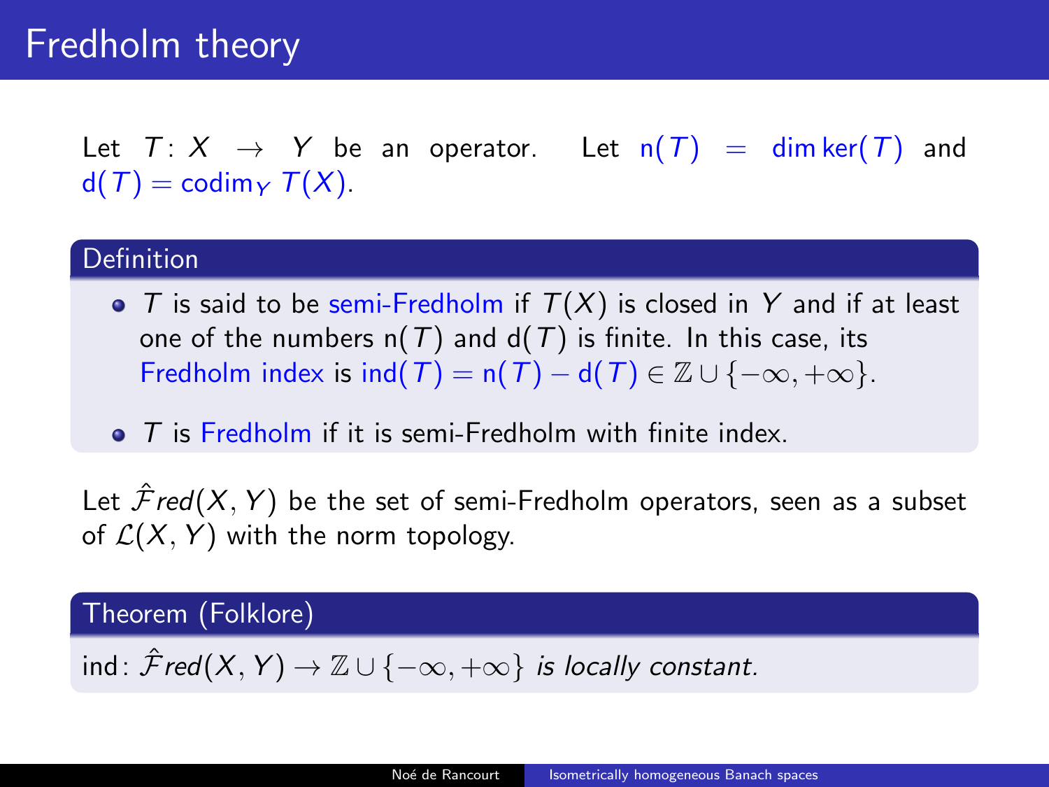# Fredholm theory

Let $T: X \to Y$ be an operator. Let $\mathrm{n}(T) = \dim \ker(T)$ and $\mathrm{d}(T) = \mathrm{codim}_Y\, T(X)$.

**Definition**

- $T$ is said to be semi-Fredholm if $T(X)$ is closed in $Y$ and if at least one of the numbers $\mathrm{n}(T)$ and $\mathrm{d}(T)$ is finite. In this case, its Fredholm index is $\mathrm{ind}(T) = \mathrm{n}(T) - \mathrm{d}(T) \in \mathbb{Z} \cup \{-\infty, +\infty\}$.
- $T$ is Fredholm if it is semi-Fredholm with finite index.

Let $\hat{\mathcal{F}}red(X, Y)$ be the set of semi-Fredholm operators, seen as a subset of $\mathcal{L}(X, Y)$ with the norm topology.

**Theorem (Folklore)**

$\mathrm{ind}\colon \hat{\mathcal{F}}red(X, Y) \to \mathbb{Z} \cup \{-\infty, +\infty\}$ *is locally constant.*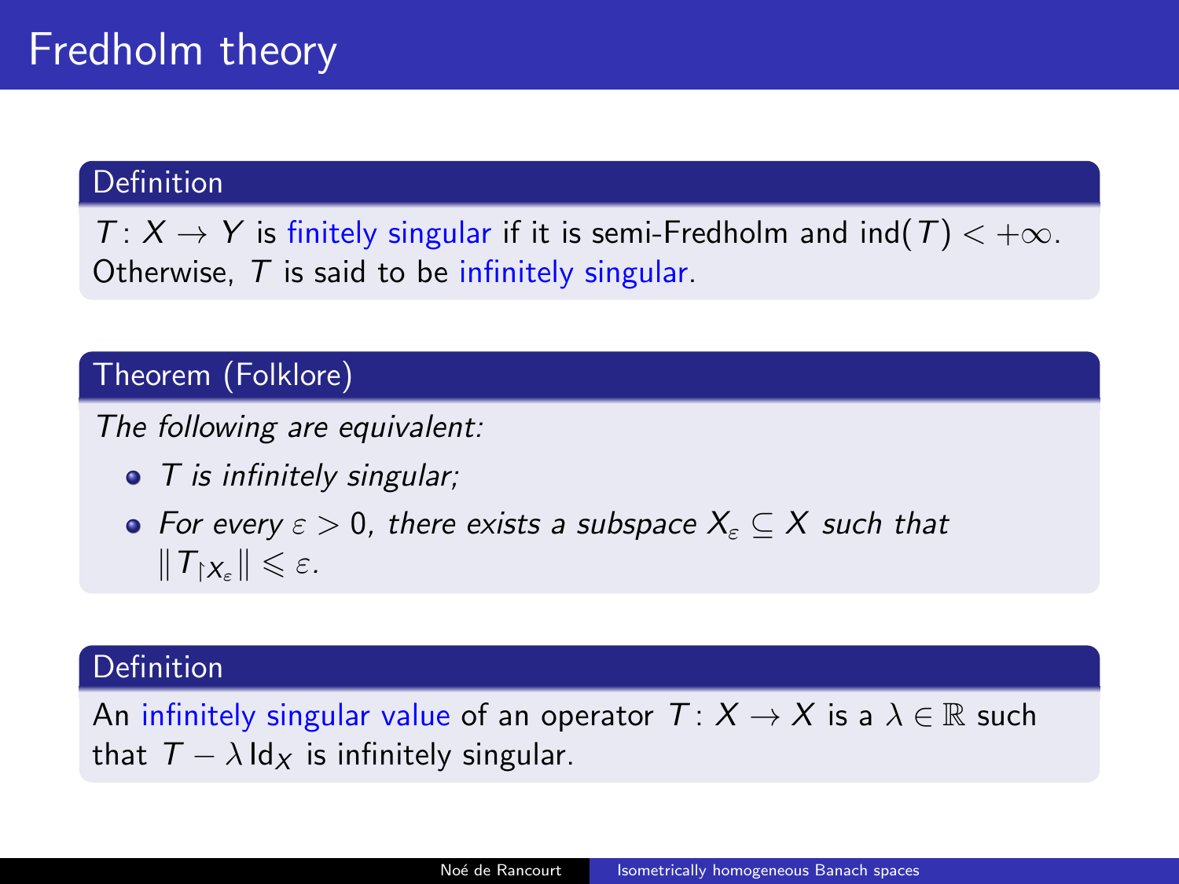# Fredholm theory

**Definition**

$T\colon X \to Y$ is finitely singular if it is semi-Fredholm and $\mathrm{ind}(T) < +\infty$. Otherwise, $T$ is said to be infinitely singular.

**Theorem (Folklore)**

*The following are equivalent:*

- *$T$ is infinitely singular;*
- *For every $\varepsilon > 0$, there exists a subspace $X_\varepsilon \subseteq X$ such that $\|T_{\restriction X_\varepsilon}\| \leqslant \varepsilon$.*

**Definition**

An infinitely singular value of an operator $T\colon X \to X$ is a $\lambda \in \mathbb{R}$ such that $T - \lambda\,\mathrm{Id}_X$ is infinitely singular.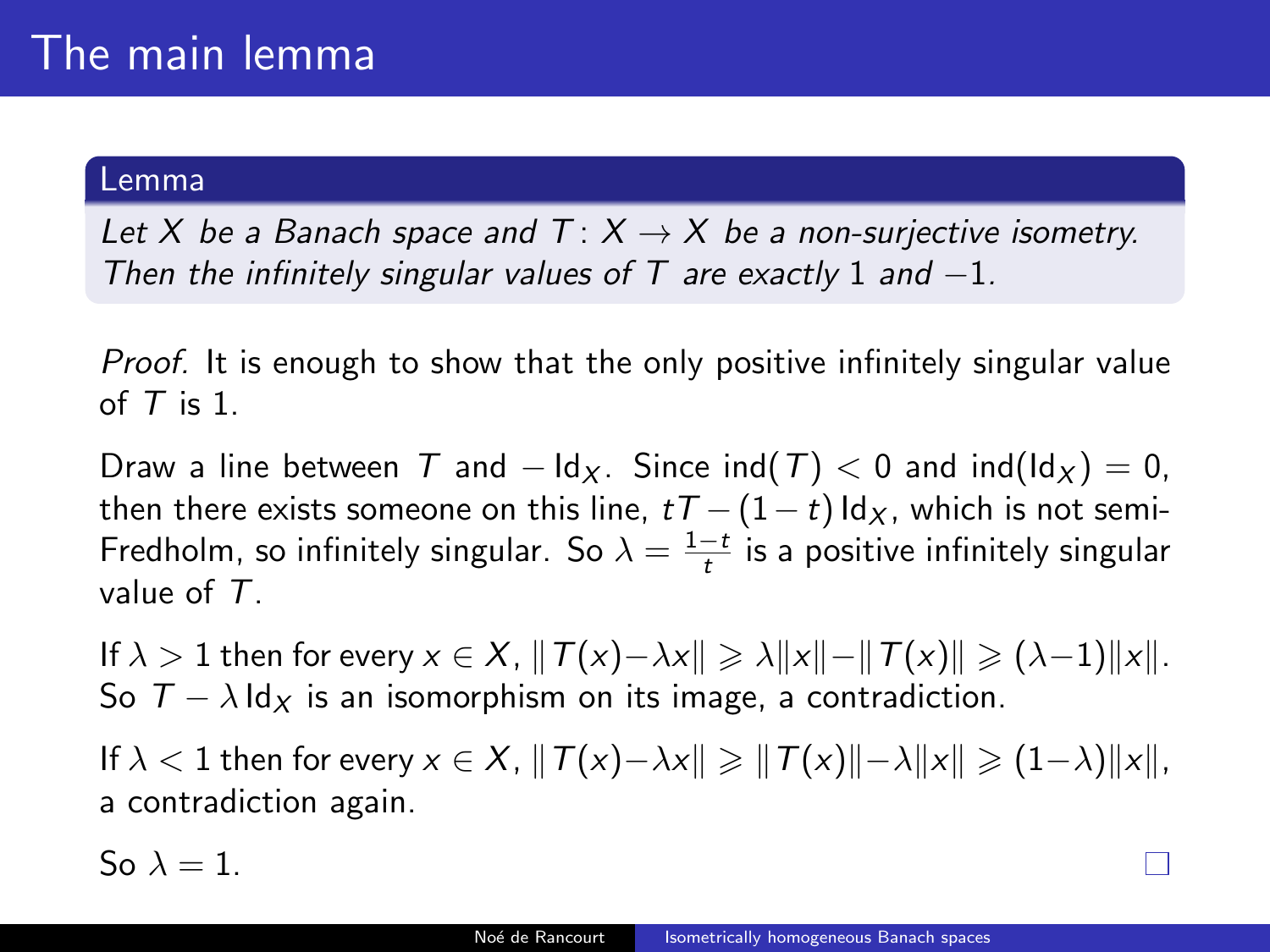# The main lemma

**Lemma**

*Let $X$ be a Banach space and $T\colon X \to X$ be a non-surjective isometry. Then the infinitely singular values of $T$ are exactly $1$ and $-1$.*

*Proof.* It is enough to show that the only positive infinitely singular value of $T$ is 1.

Draw a line between $T$ and $-\operatorname{Id}_X$. Since $\operatorname{ind}(T) < 0$ and $\operatorname{ind}(\operatorname{Id}_X) = 0$, then there exists someone on this line, $tT - (1-t)\operatorname{Id}_X$, which is not semi-Fredholm, so infinitely singular. So $\lambda = \frac{1-t}{t}$ is a positive infinitely singular value of $T$.

If $\lambda > 1$ then for every $x \in X$, $\|T(x) - \lambda x\| \geqslant \lambda\|x\| - \|T(x)\| \geqslant (\lambda - 1)\|x\|$. So $T - \lambda\operatorname{Id}_X$ is an isomorphism on its image, a contradiction.

If $\lambda < 1$ then for every $x \in X$, $\|T(x) - \lambda x\| \geqslant \|T(x)\| - \lambda\|x\| \geqslant (1-\lambda)\|x\|$, a contradiction again.

So $\lambda = 1$. □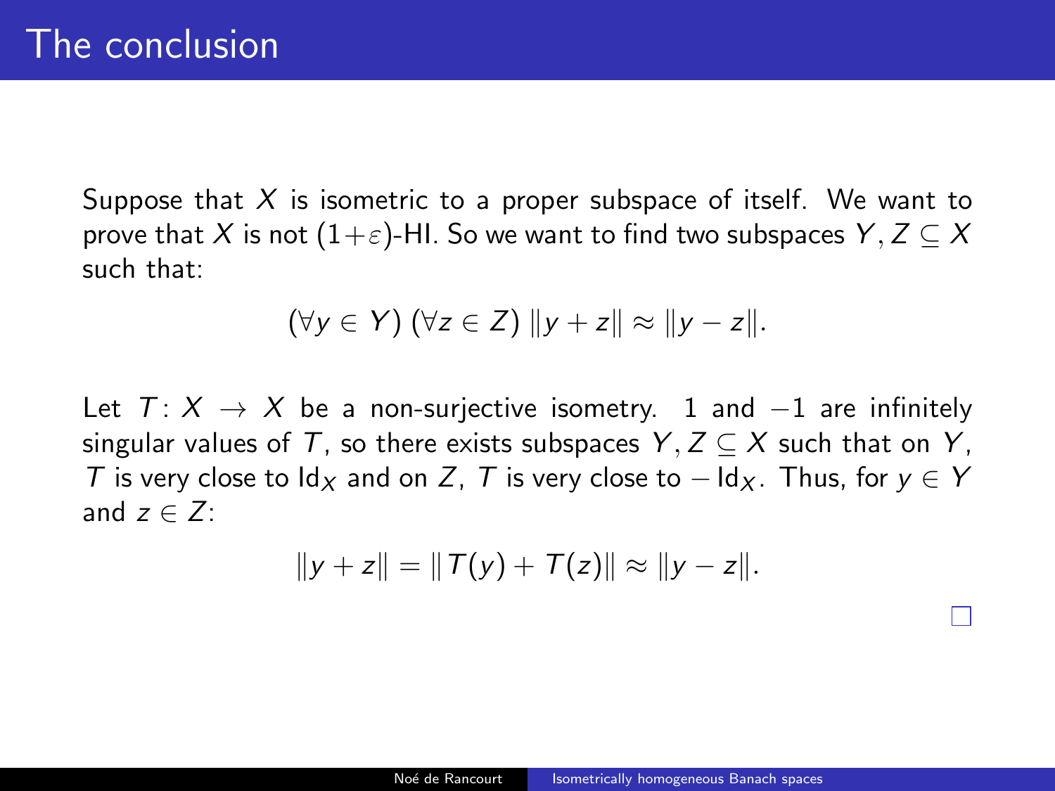# The conclusion

Suppose that $X$ is isometric to a proper subspace of itself. We want to prove that $X$ is not $(1+\varepsilon)$-HI. So we want to find two subspaces $Y, Z \subseteq X$ such that:

$$(\forall y \in Y)\ (\forall z \in Z)\ \|y + z\| \approx \|y - z\|.$$

Let $T \colon X \to X$ be a non-surjective isometry. $1$ and $-1$ are infinitely singular values of $T$, so there exists subspaces $Y, Z \subseteq X$ such that on $Y$, $T$ is very close to $\mathrm{Id}_X$ and on $Z$, $T$ is very close to $-\mathrm{Id}_X$. Thus, for $y \in Y$ and $z \in Z$:

$$\|y + z\| = \|T(y) + T(z)\| \approx \|y - z\|.$$

□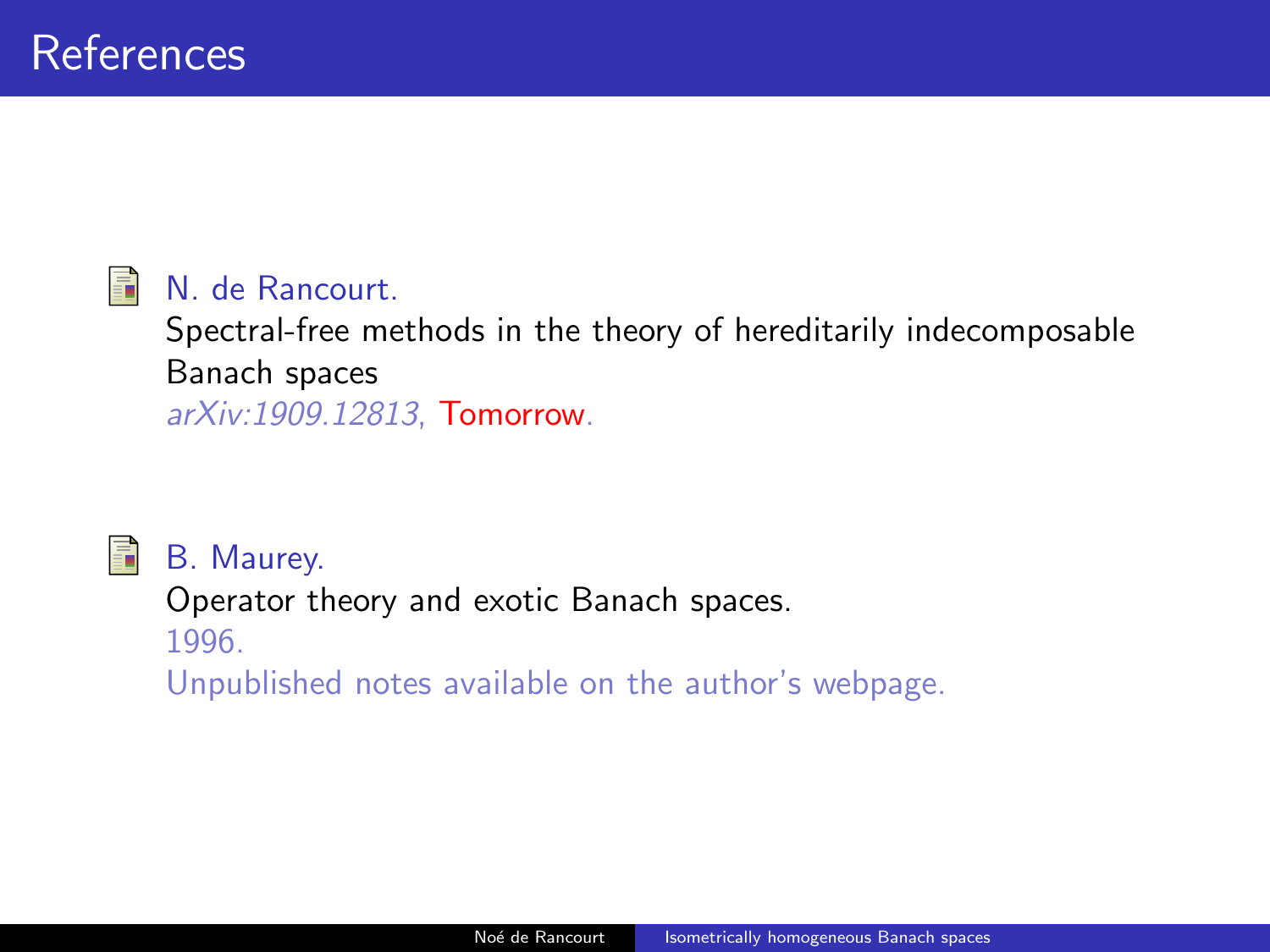# References

N. de Rancourt.
Spectral-free methods in the theory of hereditarily indecomposable Banach spaces
*arXiv:1909.12813*, Tomorrow.

B. Maurey.
Operator theory and exotic Banach spaces.
1996.
Unpublished notes available on the author's webpage.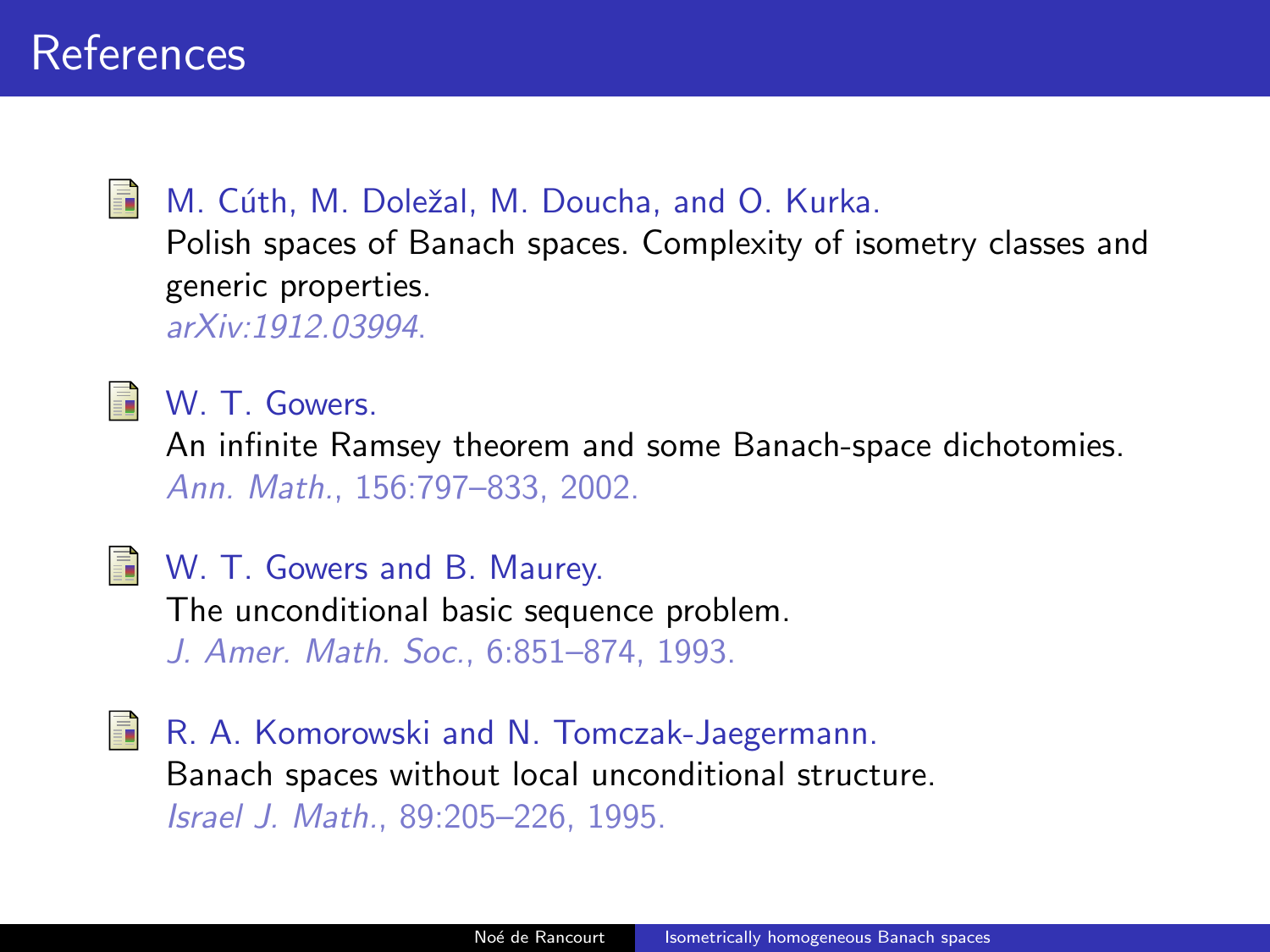# References

- M. Cúth, M. Doležal, M. Doucha, and O. Kurka.
  Polish spaces of Banach spaces. Complexity of isometry classes and generic properties.
  *arXiv:1912.03994*.

- W. T. Gowers.
  An infinite Ramsey theorem and some Banach-space dichotomies.
  *Ann. Math.*, 156:797–833, 2002.

- W. T. Gowers and B. Maurey.
  The unconditional basic sequence problem.
  *J. Amer. Math. Soc.*, 6:851–874, 1993.

- R. A. Komorowski and N. Tomczak-Jaegermann.
  Banach spaces without local unconditional structure.
  *Israel J. Math.*, 89:205–226, 1995.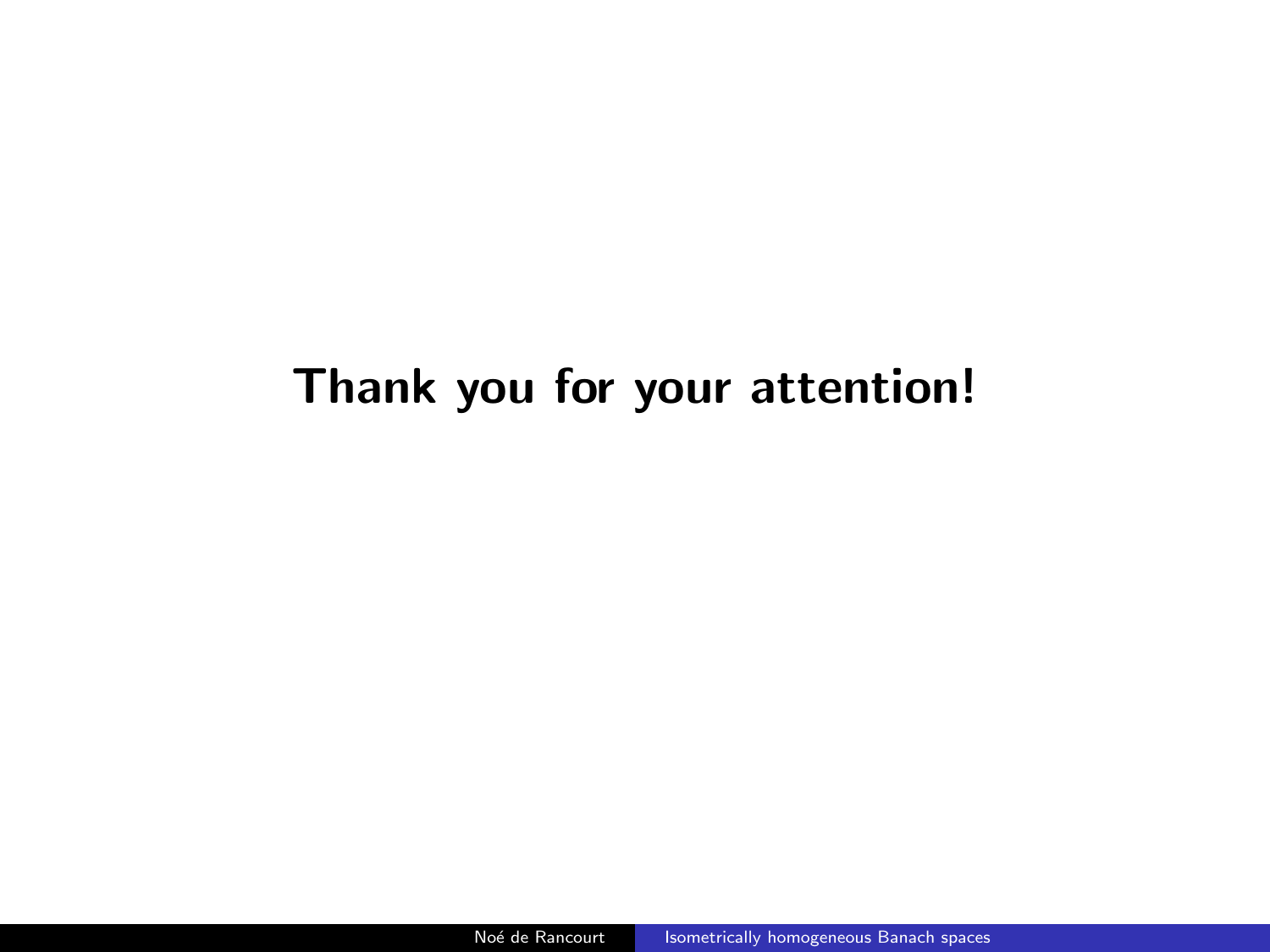**Thank you for your attention!**